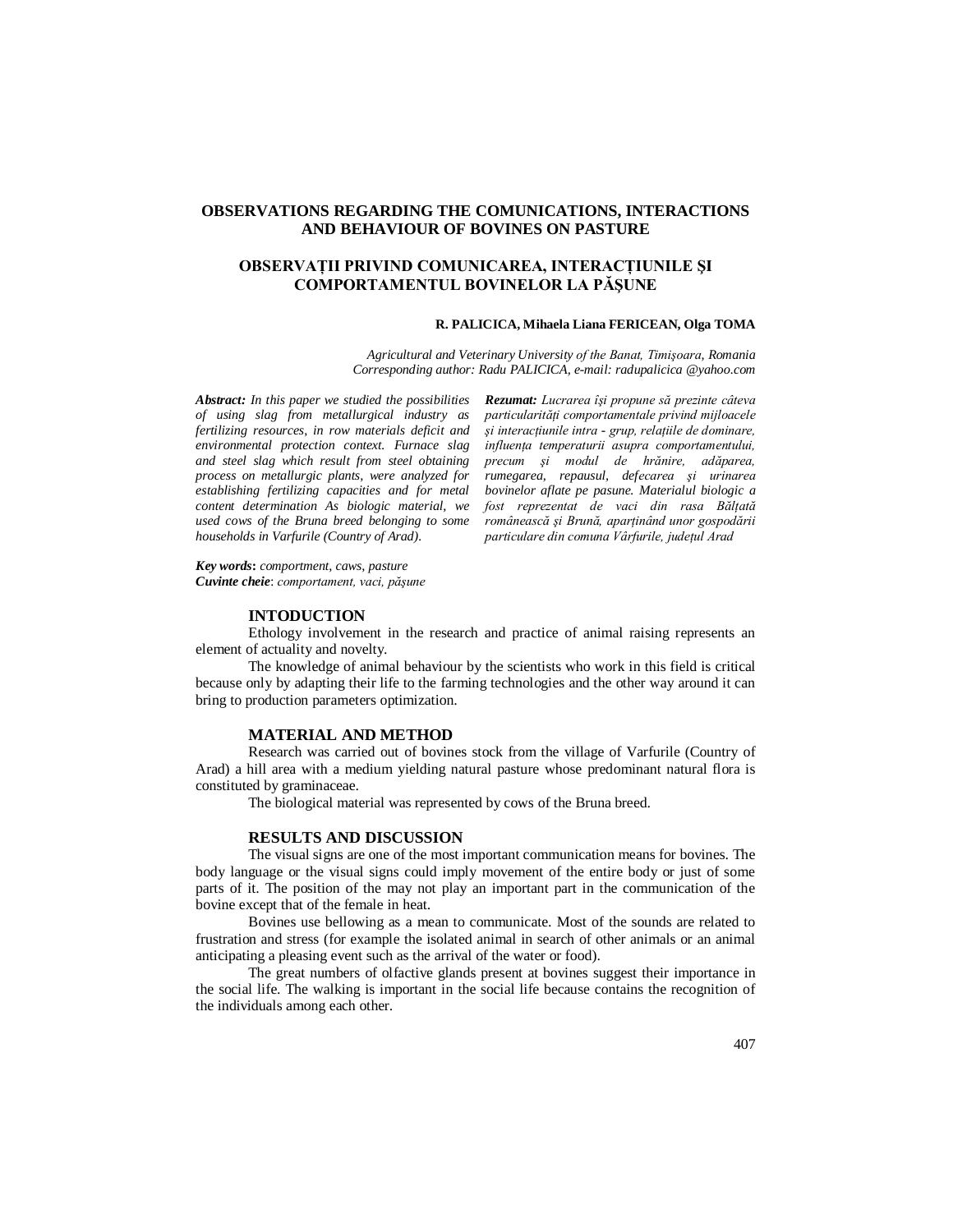# OBSERVATIONS REGARDING THE COMUNICATIONS, INTERACTIONS AND BEHAVIOUR OF BOVINES ON PASTURE

# OBSERVAȚII PRIVIND COMUNICAREA, INTERACȚIUNILE ȘI COMPORTAMENTUL BOVINELOR LA PĂȘUNE

**R. PALICICA, Mihaela Liana FERICEAN, Olga TOMA**

*Agricultural and Veterinary University of the Banat, Timişoara, Romania*
*Corresponding author: Radu PALICICA, e-mail: radupalicica @yahoo.com*

***Abstract:*** *In this paper we studied the possibilities of using slag from metallurgical industry as fertilizing resources, in row materials deficit and environmental protection context. Furnace slag and steel slag which result from steel obtaining process on metallurgic plants, were analyzed for establishing fertilizing capacities and for metal content determination As biologic material, we used cows of the Bruna breed belonging to some households in Varfurile (Country of Arad).*

***Rezumat:*** *Lucrarea îşi propune să prezinte câteva particularități comportamentale privind mijloacele şi interacțiunile intra - grup, relațiile de dominare, influența temperaturii asupra comportamentului, precum şi modul de hrănire, adăparea, rumegarea, repausul, defecarea şi urinarea bovinelor aflate pe pasune. Materialul biologic a fost reprezentat de vaci din rasa Bălțată românească şi Brună, aparținând unor gospodării particulare din comuna Vârfurile, județul Arad*

***Key words*****:** *comportment, caws, pasture*
***Cuvinte cheie***: *comportament, vaci, păşune*

## INTODUCTION

Ethology involvement in the research and practice of animal raising represents an element of actuality and novelty.

The knowledge of animal behaviour by the scientists who work in this field is critical because only by adapting their life to the farming technologies and the other way around it can bring to production parameters optimization.

## MATERIAL AND METHOD

Research was carried out of bovines stock from the village of Varfurile (Country of Arad) a hill area with a medium yielding natural pasture whose predominant natural flora is constituted by graminaceae.

The biological material was represented by cows of the Bruna breed.

## RESULTS AND DISCUSSION

The visual signs are one of the most important communication means for bovines. The body language or the visual signs could imply movement of the entire body or just of some parts of it. The position of the may not play an important part in the communication of the bovine except that of the female in heat.

Bovines use bellowing as a mean to communicate. Most of the sounds are related to frustration and stress (for example the isolated animal in search of other animals or an animal anticipating a pleasing event such as the arrival of the water or food).

The great numbers of olfactive glands present at bovines suggest their importance in the social life. The walking is important in the social life because contains the recognition of the individuals among each other.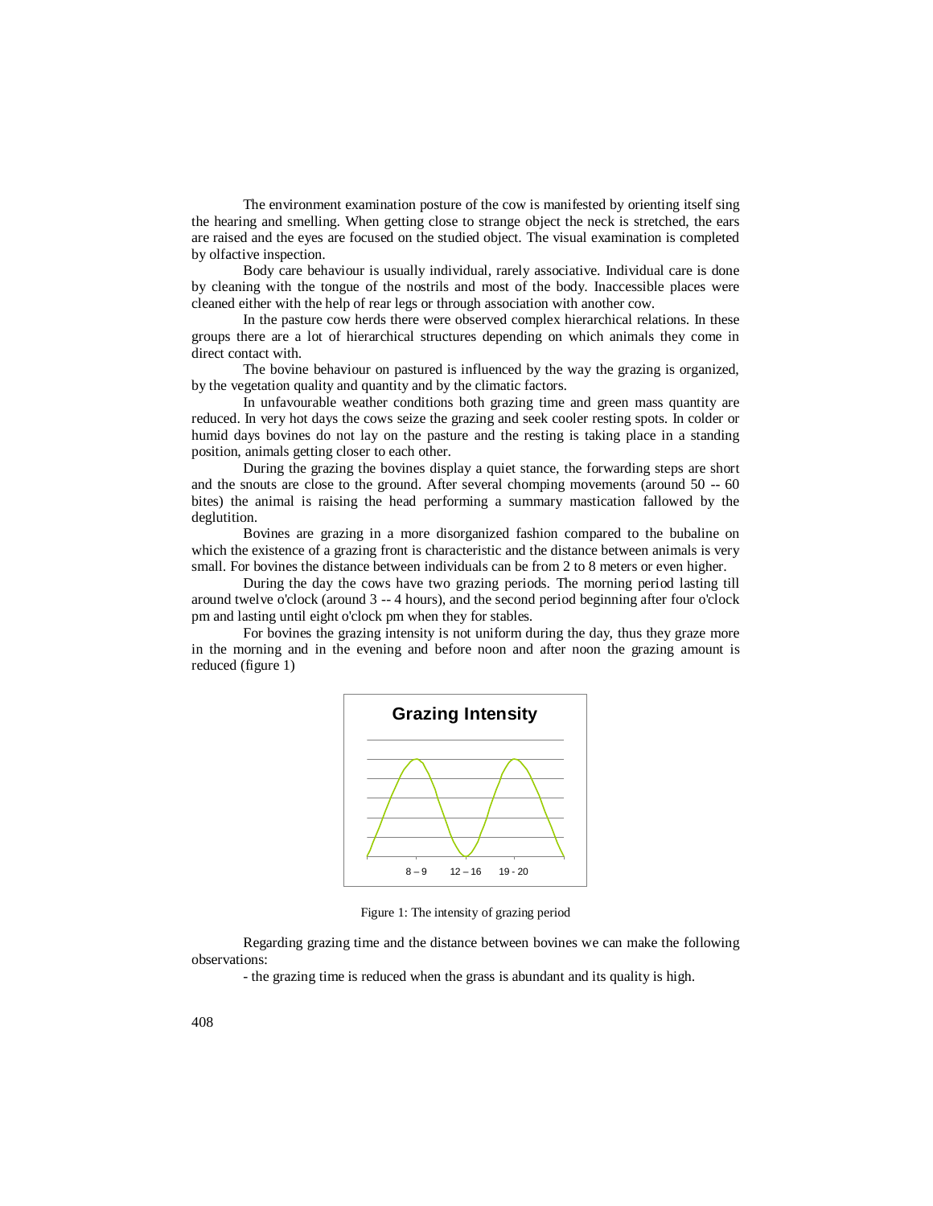The environment examination posture of the cow is manifested by orienting itself sing the hearing and smelling. When getting close to strange object the neck is stretched, the ears are raised and the eyes are focused on the studied object. The visual examination is completed by olfactive inspection.

Body care behaviour is usually individual, rarely associative. Individual care is done by cleaning with the tongue of the nostrils and most of the body. Inaccessible places were cleaned either with the help of rear legs or through association with another cow.

In the pasture cow herds there were observed complex hierarchical relations. In these groups there are a lot of hierarchical structures depending on which animals they come in direct contact with.

The bovine behaviour on pastured is influenced by the way the grazing is organized, by the vegetation quality and quantity and by the climatic factors.

In unfavourable weather conditions both grazing time and green mass quantity are reduced. In very hot days the cows seize the grazing and seek cooler resting spots. In colder or humid days bovines do not lay on the pasture and the resting is taking place in a standing position, animals getting closer to each other.

During the grazing the bovines display a quiet stance, the forwarding steps are short and the snouts are close to the ground. After several chomping movements (around 50 -- 60 bites) the animal is raising the head performing a summary mastication fallowed by the deglutition.

Bovines are grazing in a more disorganized fashion compared to the bubaline on which the existence of a grazing front is characteristic and the distance between animals is very small. For bovines the distance between individuals can be from 2 to 8 meters or even higher.

During the day the cows have two grazing periods. The morning period lasting till around twelve o'clock (around 3 -- 4 hours), and the second period beginning after four o'clock pm and lasting until eight o'clock pm when they for stables.

For bovines the grazing intensity is not uniform during the day, thus they graze more in the morning and in the evening and before noon and after noon the grazing amount is reduced (figure 1)

**Grazing Intensity**

8 – 9 | 12 – 16 | 19 - 20

Figure 1: The intensity of grazing period

Regarding grazing time and the distance between bovines we can make the following observations:

- the grazing time is reduced when the grass is abundant and its quality is high.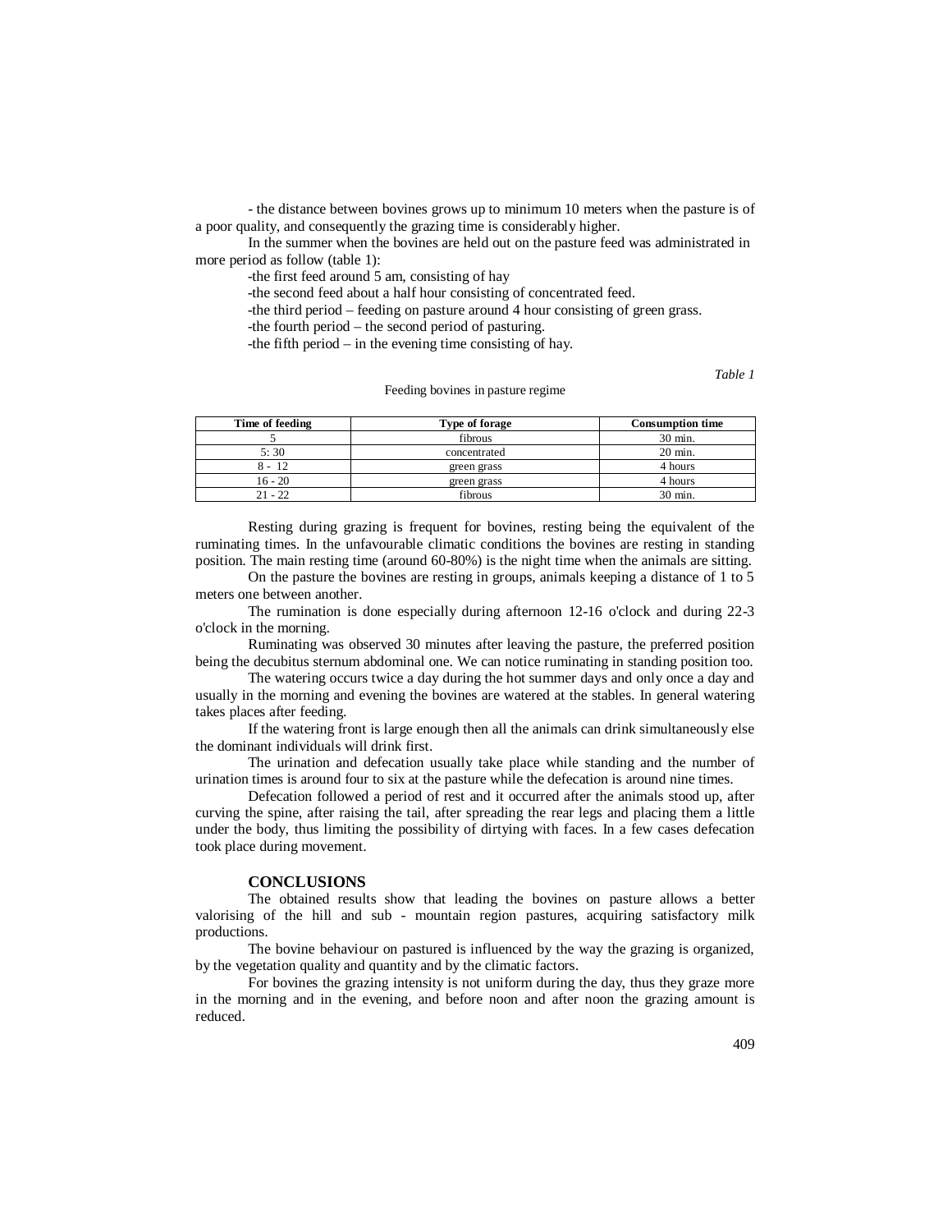- the distance between bovines grows up to minimum 10 meters when the pasture is of a poor quality, and consequently the grazing time is considerably higher.

In the summer when the bovines are held out on the pasture feed was administrated in more period as follow (table 1):

-the first feed around 5 am, consisting of hay

-the second feed about a half hour consisting of concentrated feed.

-the third period – feeding on pasture around 4 hour consisting of green grass.

-the fourth period – the second period of pasturing.

-the fifth period – in the evening time consisting of hay.

*Table 1*

Feeding bovines in pasture regime

| Time of feeding | Type of forage | Consumption time |
|---|---|---|
| 5 | fibrous | 30 min. |
| 5: 30 | concentrated | 20 min. |
| 8 - 12 | green grass | 4 hours |
| 16 - 20 | green grass | 4 hours |
| 21 - 22 | fibrous | 30 min. |

Resting during grazing is frequent for bovines, resting being the equivalent of the ruminating times. In the unfavourable climatic conditions the bovines are resting in standing position. The main resting time (around 60-80%) is the night time when the animals are sitting.

On the pasture the bovines are resting in groups, animals keeping a distance of 1 to 5 meters one between another.

The rumination is done especially during afternoon 12-16 o'clock and during 22-3 o'clock in the morning.

Ruminating was observed 30 minutes after leaving the pasture, the preferred position being the decubitus sternum abdominal one. We can notice ruminating in standing position too.

The watering occurs twice a day during the hot summer days and only once a day and usually in the morning and evening the bovines are watered at the stables. In general watering takes places after feeding.

If the watering front is large enough then all the animals can drink simultaneously else the dominant individuals will drink first.

The urination and defecation usually take place while standing and the number of urination times is around four to six at the pasture while the defecation is around nine times.

Defecation followed a period of rest and it occurred after the animals stood up, after curving the spine, after raising the tail, after spreading the rear legs and placing them a little under the body, thus limiting the possibility of dirtying with faces. In a few cases defecation took place during movement.

## CONCLUSIONS

The obtained results show that leading the bovines on pasture allows a better valorising of the hill and sub - mountain region pastures, acquiring satisfactory milk productions.

The bovine behaviour on pastured is influenced by the way the grazing is organized, by the vegetation quality and quantity and by the climatic factors.

For bovines the grazing intensity is not uniform during the day, thus they graze more in the morning and in the evening, and before noon and after noon the grazing amount is reduced.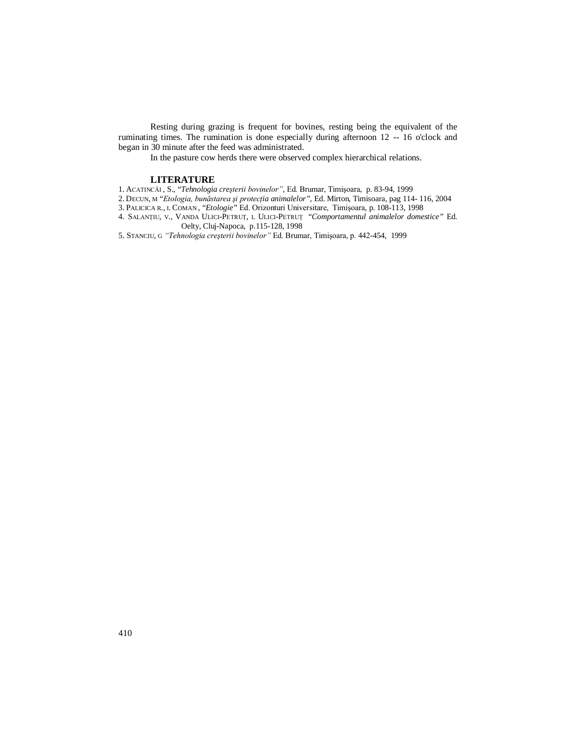Resting during grazing is frequent for bovines, resting being the equivalent of the ruminating times. The rumination is done especially during afternoon 12 -- 16 o'clock and began in 30 minute after the feed was administrated.

In the pasture cow herds there were observed complex hierarchical relations.

## LITERATURE

1. ACATINCĂI, S., *"Tehnologia creşterii bovinelor"*, Ed. Brumar, Timişoara, p. 83-94, 1999
2. DECUN, M *"Etologia, bunăstarea şi protecţia animalelor"*, Ed. Mirton, Timisoara, pag 114- 116, 2004
3. PALICICA R., I. COMAN, *"Etologie"* Ed. Orizonturi Universitare, Timişoara, p. 108-113, 1998
4. SALANŢIU, V., VANDA ULICI-PETRUŢ, I. ULICI-PETRUŢ *"Comportamentul animalelor domestice"* Ed. Oelty, Cluj-Napoca, p.115-128, 1998
5. STANCIU, G *"Tehnologia creşterii bovinelor"* Ed. Brumar, Timişoara, p. 442-454, 1999